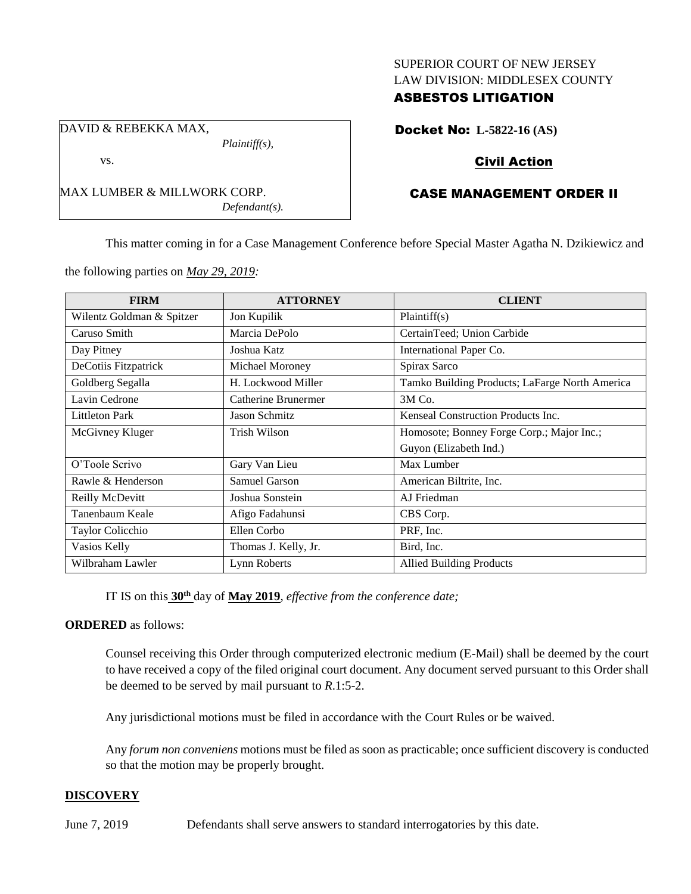SUPERIOR COURT OF NEW JERSEY
LAW DIVISION: MIDDLESEX COUNTY
**ASBESTOS LITIGATION**

DAVID & REBEKKA MAX,
*Plaintiff(s),*

vs.

MAX LUMBER & MILLWORK CORP.
*Defendant(s).*

**Docket No: L-5822-16 (AS)**

**Civil Action**

**CASE MANAGEMENT ORDER II**

This matter coming in for a Case Management Conference before Special Master Agatha N. Dzikiewicz and the following parties on *May 29, 2019:*

| FIRM | ATTORNEY | CLIENT |
|---|---|---|
| Wilentz Goldman & Spitzer | Jon Kupilik | Plaintiff(s) |
| Caruso Smith | Marcia DePolo | CertainTeed; Union Carbide |
| Day Pitney | Joshua Katz | International Paper Co. |
| DeCotiis Fitzpatrick | Michael Moroney | Spirax Sarco |
| Goldberg Segalla | H. Lockwood Miller | Tamko Building Products; LaFarge North America |
| Lavin Cedrone | Catherine Brunermer | 3M Co. |
| Littleton Park | Jason Schmitz | Kenseal Construction Products Inc. |
| McGivney Kluger | Trish Wilson | Homosote; Bonney Forge Corp.; Major Inc.; Guyon (Elizabeth Ind.) |
| O'Toole Scrivo | Gary Van Lieu | Max Lumber |
| Rawle & Henderson | Samuel Garson | American Biltrite, Inc. |
| Reilly McDevitt | Joshua Sonstein | AJ Friedman |
| Tanenbaum Keale | Afigo Fadahunsi | CBS Corp. |
| Taylor Colicchio | Ellen Corbo | PRF, Inc. |
| Vasios Kelly | Thomas J. Kelly, Jr. | Bird, Inc. |
| Wilbraham Lawler | Lynn Roberts | Allied Building Products |

IT IS on this **30th** day of **May 2019**, *effective from the conference date;*

**ORDERED** as follows:

Counsel receiving this Order through computerized electronic medium (E-Mail) shall be deemed by the court to have received a copy of the filed original court document. Any document served pursuant to this Order shall be deemed to be served by mail pursuant to *R*.1:5-2.

Any jurisdictional motions must be filed in accordance with the Court Rules or be waived.

Any *forum non conveniens* motions must be filed as soon as practicable; once sufficient discovery is conducted so that the motion may be properly brought.

**DISCOVERY**

June 7, 2019 Defendants shall serve answers to standard interrogatories by this date.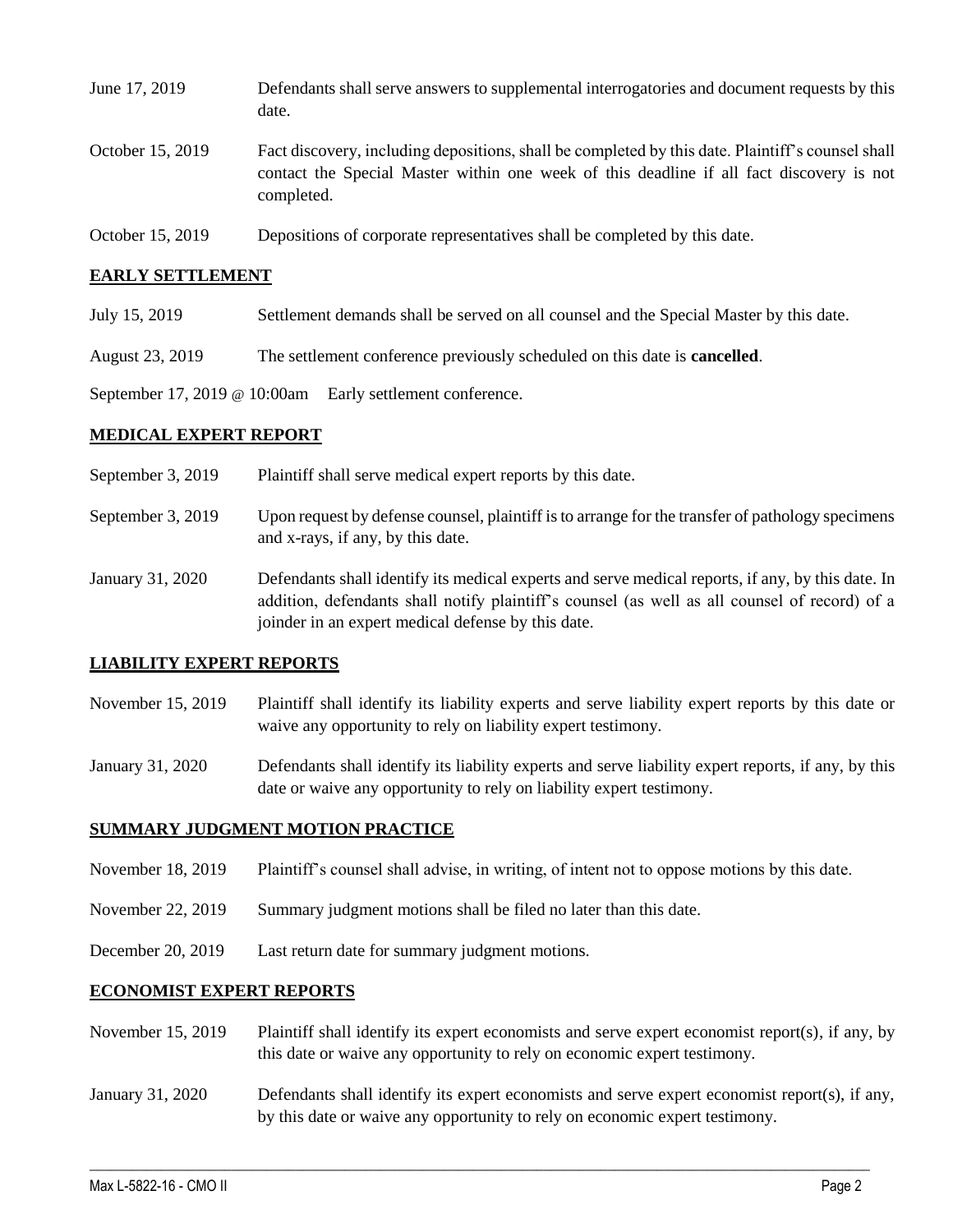| | |
|---|---|
| June 17, 2019 | Defendants shall serve answers to supplemental interrogatories and document requests by this date. |
| October 15, 2019 | Fact discovery, including depositions, shall be completed by this date. Plaintiff's counsel shall contact the Special Master within one week of this deadline if all fact discovery is not completed. |
| October 15, 2019 | Depositions of corporate representatives shall be completed by this date. |

## EARLY SETTLEMENT

| | |
|---|---|
| July 15, 2019 | Settlement demands shall be served on all counsel and the Special Master by this date. |
| August 23, 2019 | The settlement conference previously scheduled on this date is **cancelled**. |
| September 17, 2019 @ 10:00am | Early settlement conference. |

## MEDICAL EXPERT REPORT

| | |
|---|---|
| September 3, 2019 | Plaintiff shall serve medical expert reports by this date. |
| September 3, 2019 | Upon request by defense counsel, plaintiff is to arrange for the transfer of pathology specimens and x-rays, if any, by this date. |
| January 31, 2020 | Defendants shall identify its medical experts and serve medical reports, if any, by this date. In addition, defendants shall notify plaintiff's counsel (as well as all counsel of record) of a joinder in an expert medical defense by this date. |

## LIABILITY EXPERT REPORTS

| | |
|---|---|
| November 15, 2019 | Plaintiff shall identify its liability experts and serve liability expert reports by this date or waive any opportunity to rely on liability expert testimony. |
| January 31, 2020 | Defendants shall identify its liability experts and serve liability expert reports, if any, by this date or waive any opportunity to rely on liability expert testimony. |

## SUMMARY JUDGMENT MOTION PRACTICE

| | |
|---|---|
| November 18, 2019 | Plaintiff's counsel shall advise, in writing, of intent not to oppose motions by this date. |
| November 22, 2019 | Summary judgment motions shall be filed no later than this date. |
| December 20, 2019 | Last return date for summary judgment motions. |

## ECONOMIST EXPERT REPORTS

| | |
|---|---|
| November 15, 2019 | Plaintiff shall identify its expert economists and serve expert economist report(s), if any, by this date or waive any opportunity to rely on economic expert testimony. |
| January 31, 2020 | Defendants shall identify its expert economists and serve expert economist report(s), if any, by this date or waive any opportunity to rely on economic expert testimony. |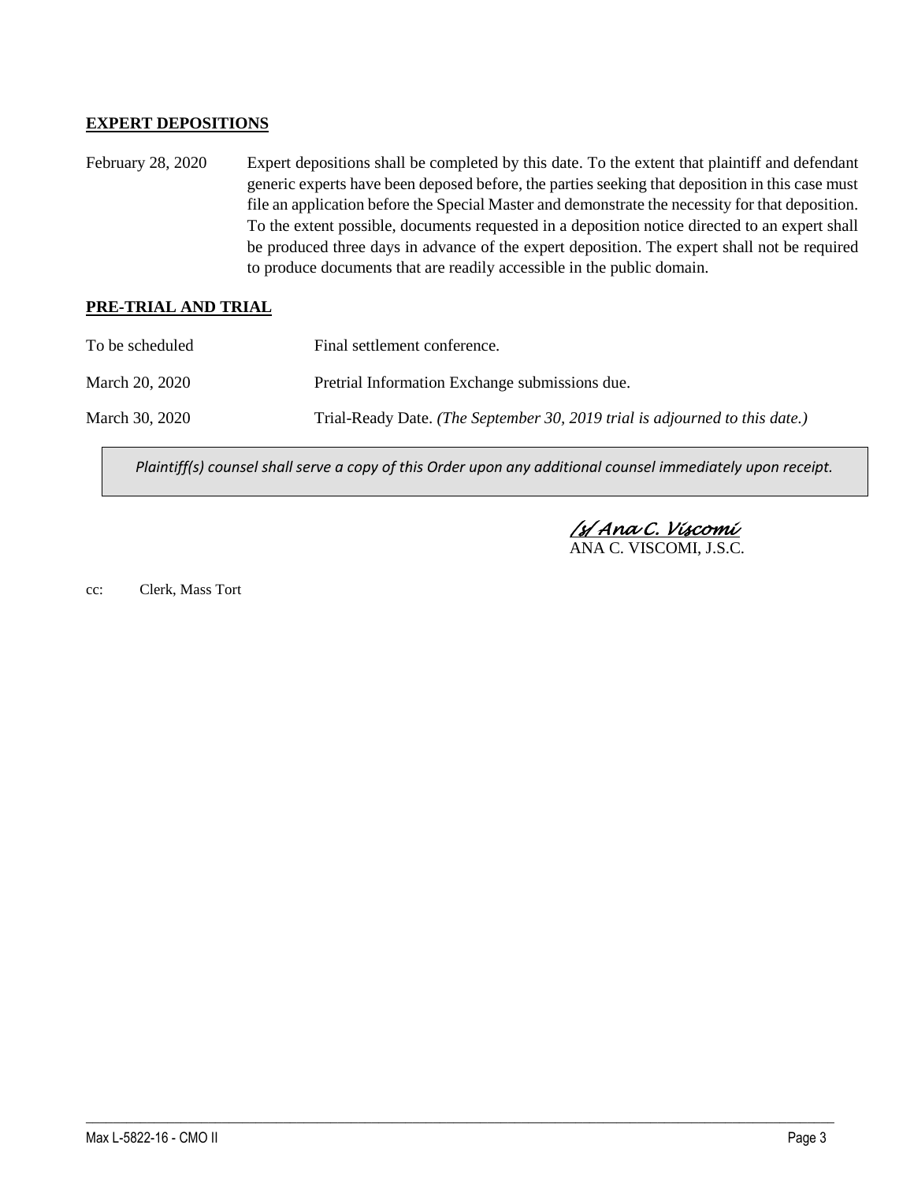**EXPERT DEPOSITIONS**

| | |
|---|---|
| February 28, 2020 | Expert depositions shall be completed by this date. To the extent that plaintiff and defendant generic experts have been deposed before, the parties seeking that deposition in this case must file an application before the Special Master and demonstrate the necessity for that deposition. To the extent possible, documents requested in a deposition notice directed to an expert shall be produced three days in advance of the expert deposition. The expert shall not be required to produce documents that are readily accessible in the public domain. |

**PRE-TRIAL AND TRIAL**

| | |
|---|---|
| To be scheduled | Final settlement conference. |
| March 20, 2020 | Pretrial Information Exchange submissions due. |
| March 30, 2020 | Trial-Ready Date. *(The September 30, 2019 trial is adjourned to this date.)* |

*Plaintiff(s) counsel shall serve a copy of this Order upon any additional counsel immediately upon receipt.*

*/s/ Ana C. Viscomi*
ANA C. VISCOMI, J.S.C.

cc: Clerk, Mass Tort

Max L-5822-16 - CMO II